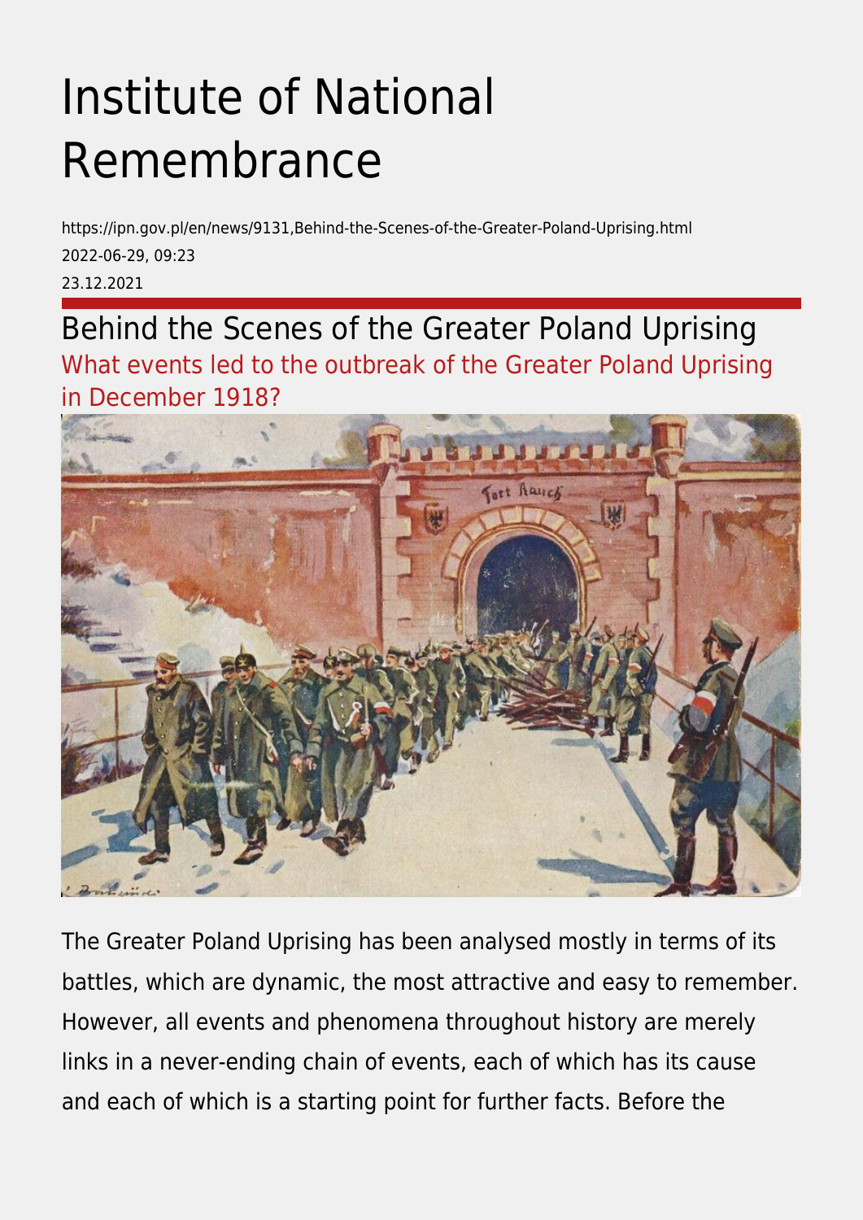# Institute of National Remembrance

https://ipn.gov.pl/en/news/9131,Behind-the-Scenes-of-the-Greater-Poland-Uprising.html
2022-06-29, 09:23
23.12.2021

## Behind the Scenes of the Greater Poland Uprising

### What events led to the outbreak of the Greater Poland Uprising in December 1918?

The Greater Poland Uprising has been analysed mostly in terms of its battles, which are dynamic, the most attractive and easy to remember. However, all events and phenomena throughout history are merely links in a never-ending chain of events, each of which has its cause and each of which is a starting point for further facts. Before the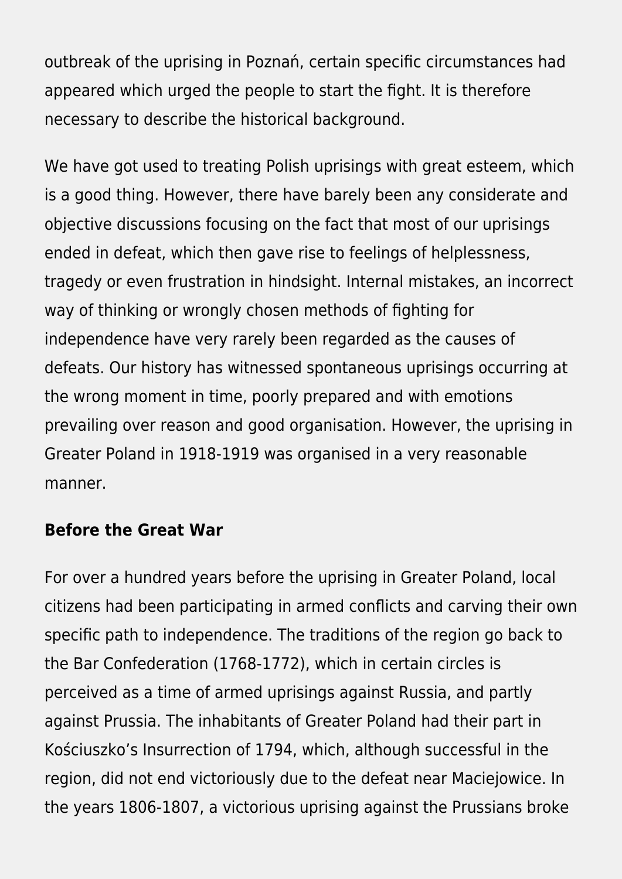outbreak of the uprising in Poznań, certain specific circumstances had appeared which urged the people to start the fight. It is therefore necessary to describe the historical background.

We have got used to treating Polish uprisings with great esteem, which is a good thing. However, there have barely been any considerate and objective discussions focusing on the fact that most of our uprisings ended in defeat, which then gave rise to feelings of helplessness, tragedy or even frustration in hindsight. Internal mistakes, an incorrect way of thinking or wrongly chosen methods of fighting for independence have very rarely been regarded as the causes of defeats. Our history has witnessed spontaneous uprisings occurring at the wrong moment in time, poorly prepared and with emotions prevailing over reason and good organisation. However, the uprising in Greater Poland in 1918-1919 was organised in a very reasonable manner.

**Before the Great War**

For over a hundred years before the uprising in Greater Poland, local citizens had been participating in armed conflicts and carving their own specific path to independence. The traditions of the region go back to the Bar Confederation (1768-1772), which in certain circles is perceived as a time of armed uprisings against Russia, and partly against Prussia. The inhabitants of Greater Poland had their part in Kościuszko's Insurrection of 1794, which, although successful in the region, did not end victoriously due to the defeat near Maciejowice. In the years 1806-1807, a victorious uprising against the Prussians broke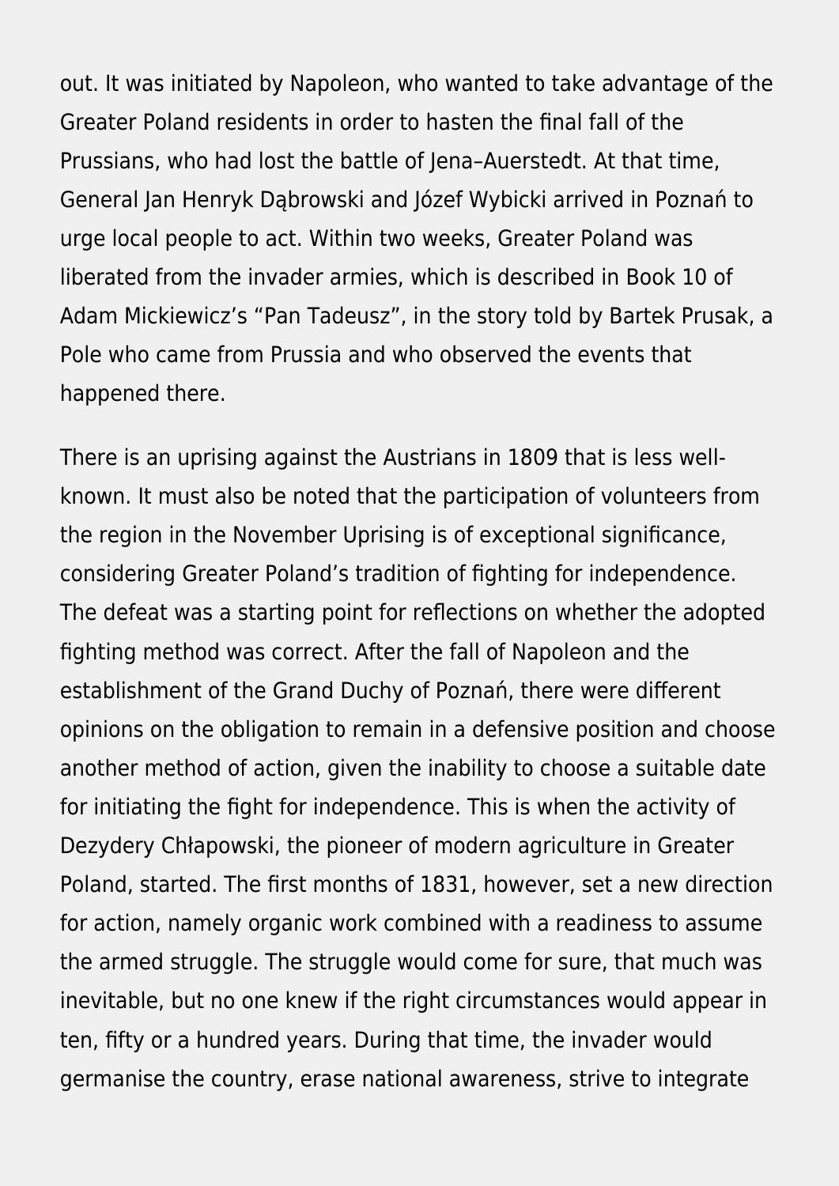out. It was initiated by Napoleon, who wanted to take advantage of the Greater Poland residents in order to hasten the final fall of the Prussians, who had lost the battle of Jena–Auerstedt. At that time, General Jan Henryk Dąbrowski and Józef Wybicki arrived in Poznań to urge local people to act. Within two weeks, Greater Poland was liberated from the invader armies, which is described in Book 10 of Adam Mickiewicz's "Pan Tadeusz", in the story told by Bartek Prusak, a Pole who came from Prussia and who observed the events that happened there.

There is an uprising against the Austrians in 1809 that is less well-known. It must also be noted that the participation of volunteers from the region in the November Uprising is of exceptional significance, considering Greater Poland's tradition of fighting for independence. The defeat was a starting point for reflections on whether the adopted fighting method was correct. After the fall of Napoleon and the establishment of the Grand Duchy of Poznań, there were different opinions on the obligation to remain in a defensive position and choose another method of action, given the inability to choose a suitable date for initiating the fight for independence. This is when the activity of Dezydery Chłapowski, the pioneer of modern agriculture in Greater Poland, started. The first months of 1831, however, set a new direction for action, namely organic work combined with a readiness to assume the armed struggle. The struggle would come for sure, that much was inevitable, but no one knew if the right circumstances would appear in ten, fifty or a hundred years. During that time, the invader would germanise the country, erase national awareness, strive to integrate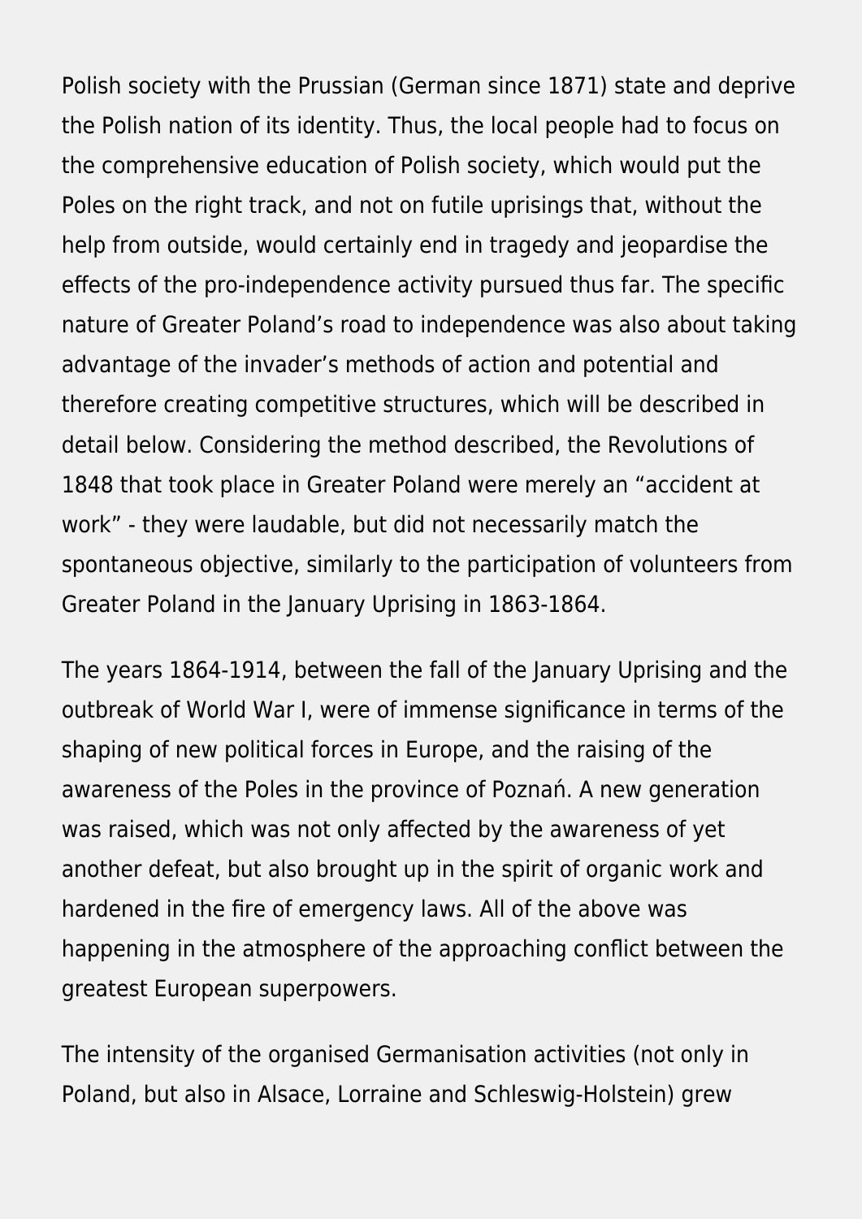Polish society with the Prussian (German since 1871) state and deprive the Polish nation of its identity. Thus, the local people had to focus on the comprehensive education of Polish society, which would put the Poles on the right track, and not on futile uprisings that, without the help from outside, would certainly end in tragedy and jeopardise the effects of the pro-independence activity pursued thus far. The specific nature of Greater Poland's road to independence was also about taking advantage of the invader's methods of action and potential and therefore creating competitive structures, which will be described in detail below. Considering the method described, the Revolutions of 1848 that took place in Greater Poland were merely an "accident at work" - they were laudable, but did not necessarily match the spontaneous objective, similarly to the participation of volunteers from Greater Poland in the January Uprising in 1863-1864.

The years 1864-1914, between the fall of the January Uprising and the outbreak of World War I, were of immense significance in terms of the shaping of new political forces in Europe, and the raising of the awareness of the Poles in the province of Poznań. A new generation was raised, which was not only affected by the awareness of yet another defeat, but also brought up in the spirit of organic work and hardened in the fire of emergency laws. All of the above was happening in the atmosphere of the approaching conflict between the greatest European superpowers.

The intensity of the organised Germanisation activities (not only in Poland, but also in Alsace, Lorraine and Schleswig-Holstein) grew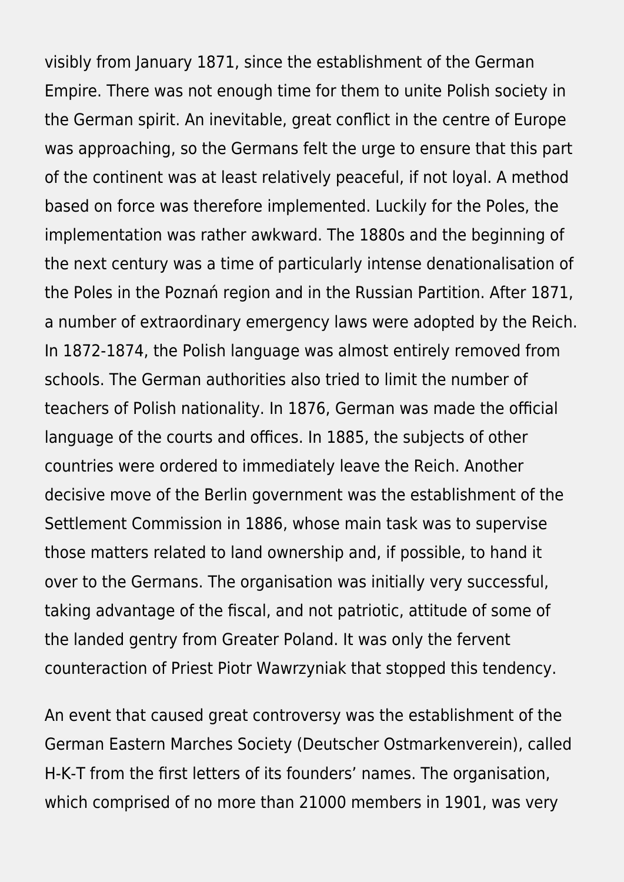visibly from January 1871, since the establishment of the German Empire. There was not enough time for them to unite Polish society in the German spirit. An inevitable, great conflict in the centre of Europe was approaching, so the Germans felt the urge to ensure that this part of the continent was at least relatively peaceful, if not loyal. A method based on force was therefore implemented. Luckily for the Poles, the implementation was rather awkward. The 1880s and the beginning of the next century was a time of particularly intense denationalisation of the Poles in the Poznań region and in the Russian Partition. After 1871, a number of extraordinary emergency laws were adopted by the Reich. In 1872-1874, the Polish language was almost entirely removed from schools. The German authorities also tried to limit the number of teachers of Polish nationality. In 1876, German was made the official language of the courts and offices. In 1885, the subjects of other countries were ordered to immediately leave the Reich. Another decisive move of the Berlin government was the establishment of the Settlement Commission in 1886, whose main task was to supervise those matters related to land ownership and, if possible, to hand it over to the Germans. The organisation was initially very successful, taking advantage of the fiscal, and not patriotic, attitude of some of the landed gentry from Greater Poland. It was only the fervent counteraction of Priest Piotr Wawrzyniak that stopped this tendency.

An event that caused great controversy was the establishment of the German Eastern Marches Society (Deutscher Ostmarkenverein), called H-K-T from the first letters of its founders' names. The organisation, which comprised of no more than 21000 members in 1901, was very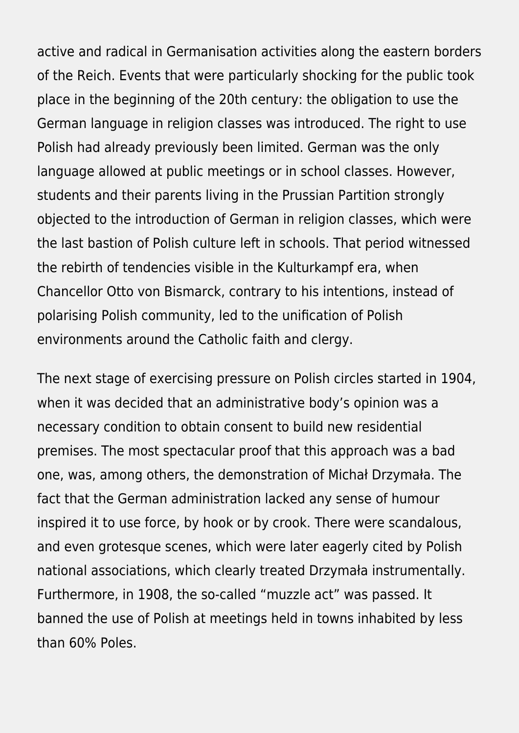active and radical in Germanisation activities along the eastern borders of the Reich. Events that were particularly shocking for the public took place in the beginning of the 20th century: the obligation to use the German language in religion classes was introduced. The right to use Polish had already previously been limited. German was the only language allowed at public meetings or in school classes. However, students and their parents living in the Prussian Partition strongly objected to the introduction of German in religion classes, which were the last bastion of Polish culture left in schools. That period witnessed the rebirth of tendencies visible in the Kulturkampf era, when Chancellor Otto von Bismarck, contrary to his intentions, instead of polarising Polish community, led to the unification of Polish environments around the Catholic faith and clergy.

The next stage of exercising pressure on Polish circles started in 1904, when it was decided that an administrative body's opinion was a necessary condition to obtain consent to build new residential premises. The most spectacular proof that this approach was a bad one, was, among others, the demonstration of Michał Drzymała. The fact that the German administration lacked any sense of humour inspired it to use force, by hook or by crook. There were scandalous, and even grotesque scenes, which were later eagerly cited by Polish national associations, which clearly treated Drzymała instrumentally. Furthermore, in 1908, the so-called "muzzle act" was passed. It banned the use of Polish at meetings held in towns inhabited by less than 60% Poles.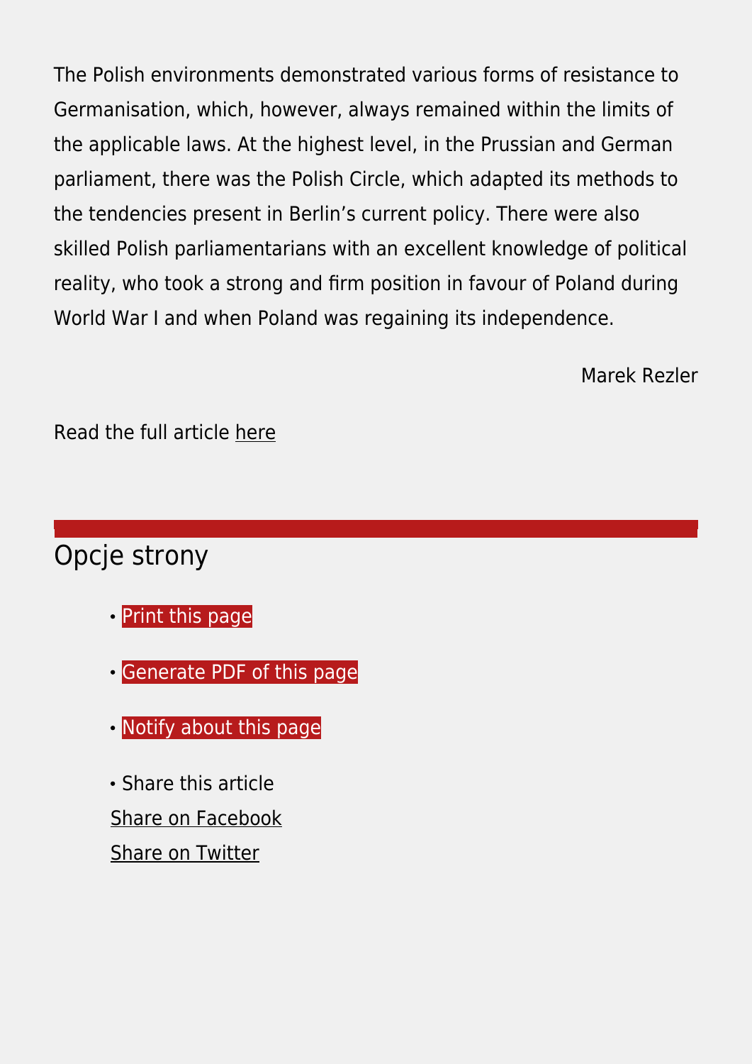The Polish environments demonstrated various forms of resistance to Germanisation, which, however, always remained within the limits of the applicable laws. At the highest level, in the Prussian and German parliament, there was the Polish Circle, which adapted its methods to the tendencies present in Berlin's current policy. There were also skilled Polish parliamentarians with an excellent knowledge of political reality, who took a strong and firm position in favour of Poland during World War I and when Poland was regaining its independence.

Marek Rezler

Read the full article here

## Opcje strony

- Print this page
- Generate PDF of this page
- Notify about this page
- Share this article
  Share on Facebook
  Share on Twitter